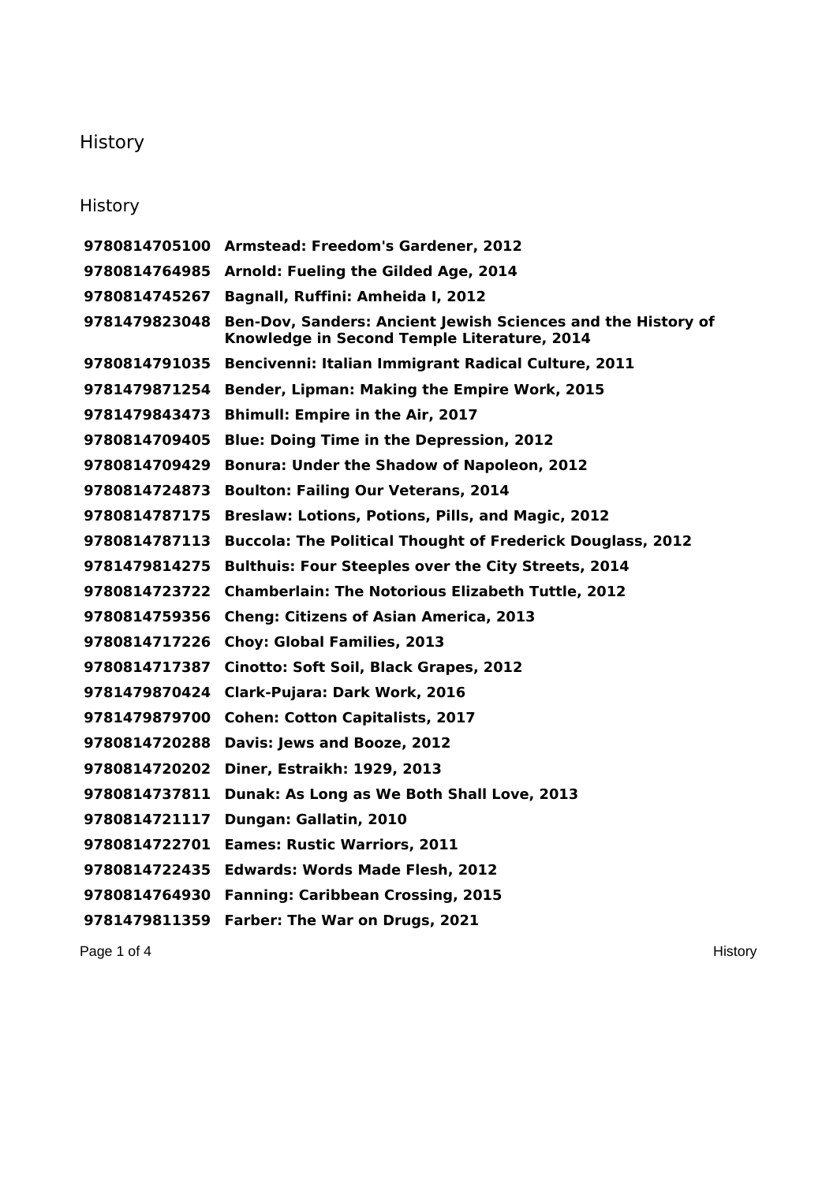# History

## History

| | |
|---|---|
| **9780814705100** | **Armstead: Freedom's Gardener, 2012** |
| **9780814764985** | **Arnold: Fueling the Gilded Age, 2014** |
| **9780814745267** | **Bagnall, Ruffini: Amheida I, 2012** |
| **9781479823048** | **Ben-Dov, Sanders: Ancient Jewish Sciences and the History of Knowledge in Second Temple Literature, 2014** |
| **9780814791035** | **Bencivenni: Italian Immigrant Radical Culture, 2011** |
| **9781479871254** | **Bender, Lipman: Making the Empire Work, 2015** |
| **9781479843473** | **Bhimull: Empire in the Air, 2017** |
| **9780814709405** | **Blue: Doing Time in the Depression, 2012** |
| **9780814709429** | **Bonura: Under the Shadow of Napoleon, 2012** |
| **9780814724873** | **Boulton: Failing Our Veterans, 2014** |
| **9780814787175** | **Breslaw: Lotions, Potions, Pills, and Magic, 2012** |
| **9780814787113** | **Buccola: The Political Thought of Frederick Douglass, 2012** |
| **9781479814275** | **Bulthuis: Four Steeples over the City Streets, 2014** |
| **9780814723722** | **Chamberlain: The Notorious Elizabeth Tuttle, 2012** |
| **9780814759356** | **Cheng: Citizens of Asian America, 2013** |
| **9780814717226** | **Choy: Global Families, 2013** |
| **9780814717387** | **Cinotto: Soft Soil, Black Grapes, 2012** |
| **9781479870424** | **Clark-Pujara: Dark Work, 2016** |
| **9781479879700** | **Cohen: Cotton Capitalists, 2017** |
| **9780814720288** | **Davis: Jews and Booze, 2012** |
| **9780814720202** | **Diner, Estraikh: 1929, 2013** |
| **9780814737811** | **Dunak: As Long as We Both Shall Love, 2013** |
| **9780814721117** | **Dungan: Gallatin, 2010** |
| **9780814722701** | **Eames: Rustic Warriors, 2011** |
| **9780814722435** | **Edwards: Words Made Flesh, 2012** |
| **9780814764930** | **Fanning: Caribbean Crossing, 2015** |
| **9781479811359** | **Farber: The War on Drugs, 2021** |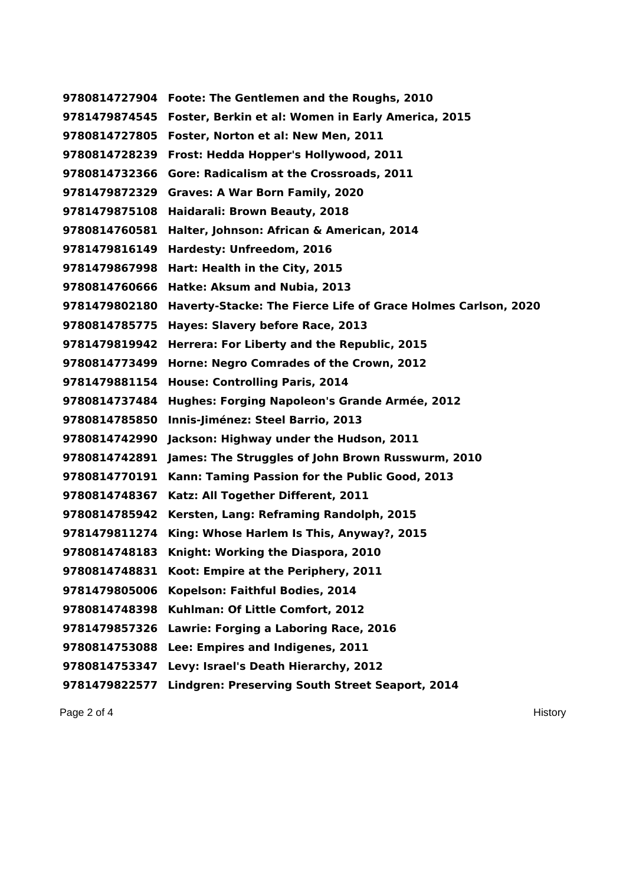**9780814727904 Foote: The Gentlemen and the Roughs, 2010**
**9781479874545 Foster, Berkin et al: Women in Early America, 2015**
**9780814727805 Foster, Norton et al: New Men, 2011**
**9780814728239 Frost: Hedda Hopper's Hollywood, 2011**
**9780814732366 Gore: Radicalism at the Crossroads, 2011**
**9781479872329 Graves: A War Born Family, 2020**
**9781479875108 Haidarali: Brown Beauty, 2018**
**9780814760581 Halter, Johnson: African & American, 2014**
**9781479816149 Hardesty: Unfreedom, 2016**
**9781479867998 Hart: Health in the City, 2015**
**9780814760666 Hatke: Aksum and Nubia, 2013**
**9781479802180 Haverty-Stacke: The Fierce Life of Grace Holmes Carlson, 2020**
**9780814785775 Hayes: Slavery before Race, 2013**
**9781479819942 Herrera: For Liberty and the Republic, 2015**
**9780814773499 Horne: Negro Comrades of the Crown, 2012**
**9781479881154 House: Controlling Paris, 2014**
**9780814737484 Hughes: Forging Napoleon's Grande Armée, 2012**
**9780814785850 Innis-Jiménez: Steel Barrio, 2013**
**9780814742990 Jackson: Highway under the Hudson, 2011**
**9780814742891 James: The Struggles of John Brown Russwurm, 2010**
**9780814770191 Kann: Taming Passion for the Public Good, 2013**
**9780814748367 Katz: All Together Different, 2011**
**9780814785942 Kersten, Lang: Reframing Randolph, 2015**
**9781479811274 King: Whose Harlem Is This, Anyway?, 2015**
**9780814748183 Knight: Working the Diaspora, 2010**
**9780814748831 Koot: Empire at the Periphery, 2011**
**9781479805006 Kopelson: Faithful Bodies, 2014**
**9780814748398 Kuhlman: Of Little Comfort, 2012**
**9781479857326 Lawrie: Forging a Laboring Race, 2016**
**9780814753088 Lee: Empires and Indigenes, 2011**
**9780814753347 Levy: Israel's Death Hierarchy, 2012**
**9781479822577 Lindgren: Preserving South Street Seaport, 2014**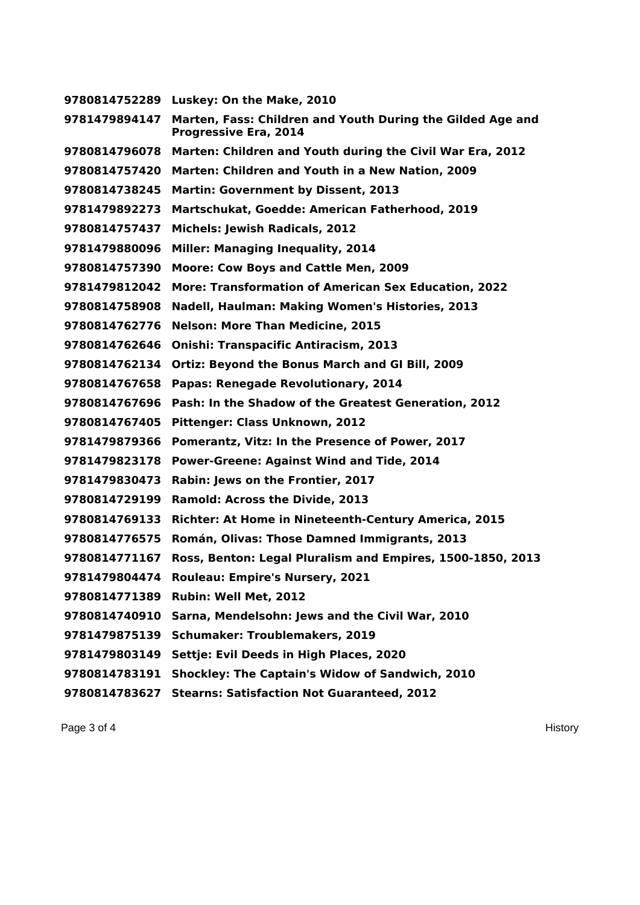**9780814752289 Luskey: On the Make, 2010**

**9781479894147 Marten, Fass: Children and Youth During the Gilded Age and Progressive Era, 2014**

**9780814796078 Marten: Children and Youth during the Civil War Era, 2012**

**9780814757420 Marten: Children and Youth in a New Nation, 2009**

**9780814738245 Martin: Government by Dissent, 2013**

**9781479892273 Martschukat, Goedde: American Fatherhood, 2019**

**9780814757437 Michels: Jewish Radicals, 2012**

**9781479880096 Miller: Managing Inequality, 2014**

**9780814757390 Moore: Cow Boys and Cattle Men, 2009**

**9781479812042 More: Transformation of American Sex Education, 2022**

**9780814758908 Nadell, Haulman: Making Women's Histories, 2013**

**9780814762776 Nelson: More Than Medicine, 2015**

**9780814762646 Onishi: Transpacific Antiracism, 2013**

**9780814762134 Ortiz: Beyond the Bonus March and GI Bill, 2009**

**9780814767658 Papas: Renegade Revolutionary, 2014**

**9780814767696 Pash: In the Shadow of the Greatest Generation, 2012**

**9780814767405 Pittenger: Class Unknown, 2012**

**9781479879366 Pomerantz, Vitz: In the Presence of Power, 2017**

**9781479823178 Power-Greene: Against Wind and Tide, 2014**

**9781479830473 Rabin: Jews on the Frontier, 2017**

**9780814729199 Ramold: Across the Divide, 2013**

**9780814769133 Richter: At Home in Nineteenth-Century America, 2015**

**9780814776575 Román, Olivas: Those Damned Immigrants, 2013**

**9780814771167 Ross, Benton: Legal Pluralism and Empires, 1500-1850, 2013**

**9781479804474 Rouleau: Empire's Nursery, 2021**

**9780814771389 Rubin: Well Met, 2012**

**9780814740910 Sarna, Mendelsohn: Jews and the Civil War, 2010**

**9781479875139 Schumaker: Troublemakers, 2019**

**9781479803149 Settje: Evil Deeds in High Places, 2020**

**9780814783191 Shockley: The Captain's Widow of Sandwich, 2010**

**9780814783627 Stearns: Satisfaction Not Guaranteed, 2012**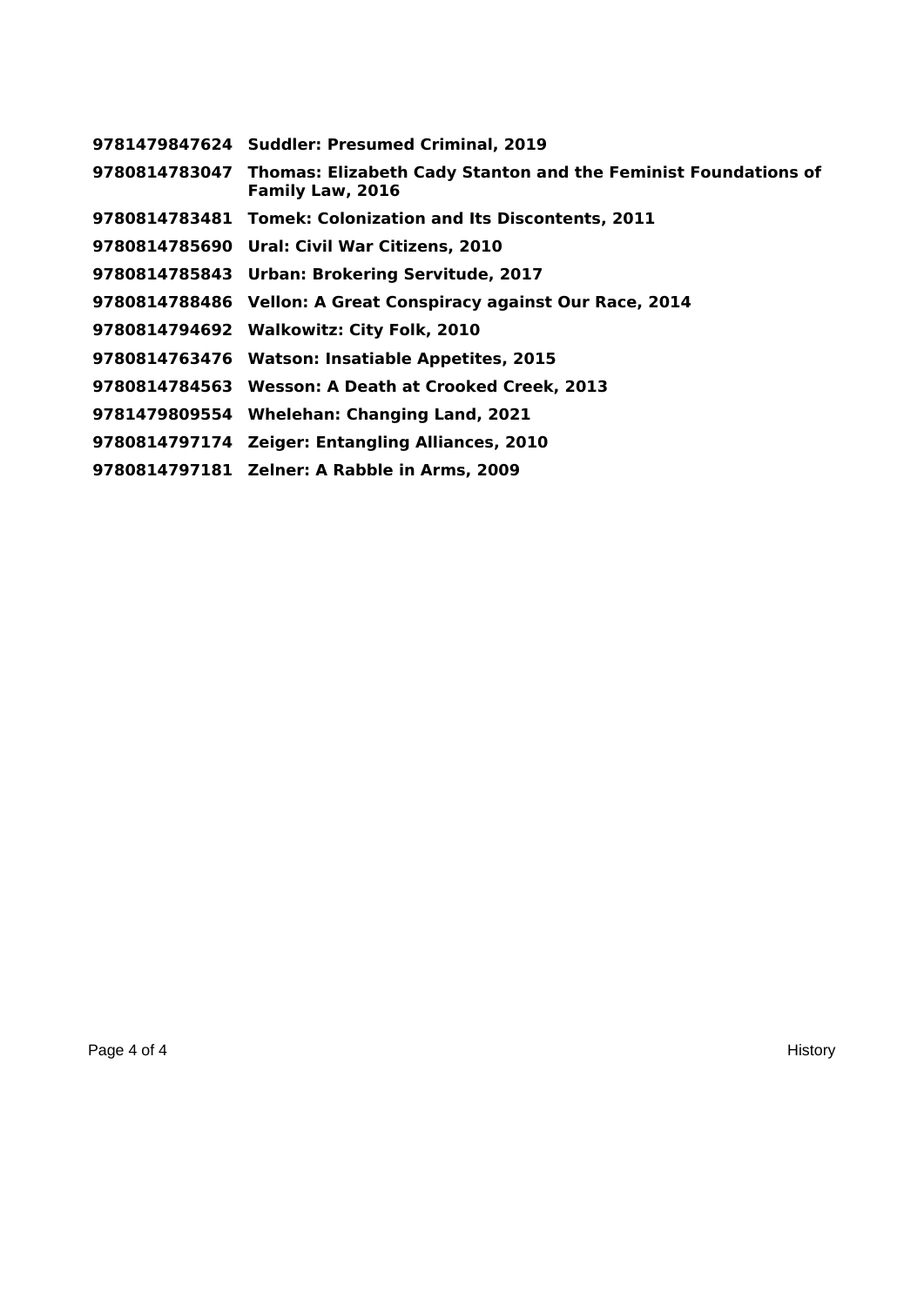| | |
|---|---|
| **9781479847624** | **Suddler: Presumed Criminal, 2019** |
| **9780814783047** | **Thomas: Elizabeth Cady Stanton and the Feminist Foundations of Family Law, 2016** |
| **9780814783481** | **Tomek: Colonization and Its Discontents, 2011** |
| **9780814785690** | **Ural: Civil War Citizens, 2010** |
| **9780814785843** | **Urban: Brokering Servitude, 2017** |
| **9780814788486** | **Vellon: A Great Conspiracy against Our Race, 2014** |
| **9780814794692** | **Walkowitz: City Folk, 2010** |
| **9780814763476** | **Watson: Insatiable Appetites, 2015** |
| **9780814784563** | **Wesson: A Death at Crooked Creek, 2013** |
| **9781479809554** | **Whelehan: Changing Land, 2021** |
| **9780814797174** | **Zeiger: Entangling Alliances, 2010** |
| **9780814797181** | **Zelner: A Rabble in Arms, 2009** |